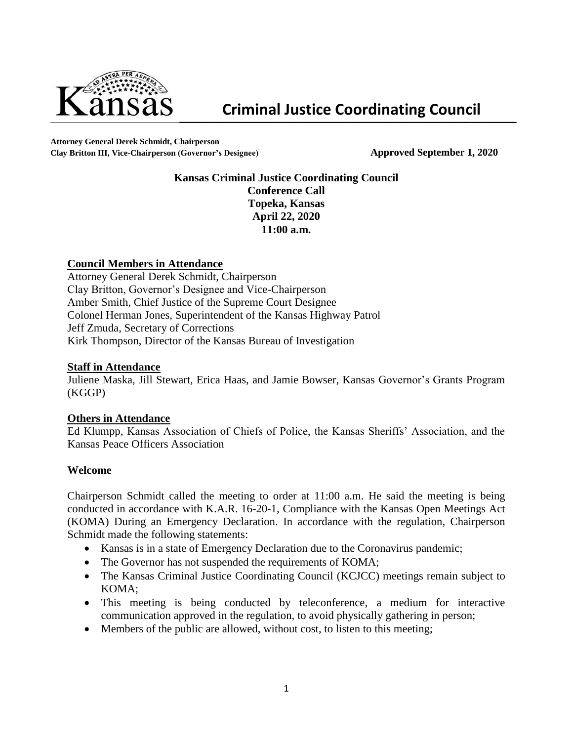# Kansas Criminal Justice Coordinating Council

**Attorney General Derek Schmidt, Chairperson**
**Clay Britton III, Vice-Chairperson (Governor's Designee)**

**Approved September 1, 2020**

**Kansas Criminal Justice Coordinating Council**
**Conference Call**
**Topeka, Kansas**
**April 22, 2020**
**11:00 a.m.**

## Council Members in Attendance

Attorney General Derek Schmidt, Chairperson
Clay Britton, Governor's Designee and Vice-Chairperson
Amber Smith, Chief Justice of the Supreme Court Designee
Colonel Herman Jones, Superintendent of the Kansas Highway Patrol
Jeff Zmuda, Secretary of Corrections
Kirk Thompson, Director of the Kansas Bureau of Investigation

## Staff in Attendance

Juliene Maska, Jill Stewart, Erica Haas, and Jamie Bowser, Kansas Governor's Grants Program (KGGP)

## Others in Attendance

Ed Klumpp, Kansas Association of Chiefs of Police, the Kansas Sheriffs' Association, and the Kansas Peace Officers Association

## Welcome

Chairperson Schmidt called the meeting to order at 11:00 a.m. He said the meeting is being conducted in accordance with K.A.R. 16-20-1, Compliance with the Kansas Open Meetings Act (KOMA) During an Emergency Declaration. In accordance with the regulation, Chairperson Schmidt made the following statements:

- Kansas is in a state of Emergency Declaration due to the Coronavirus pandemic;
- The Governor has not suspended the requirements of KOMA;
- The Kansas Criminal Justice Coordinating Council (KCJCC) meetings remain subject to KOMA;
- This meeting is being conducted by teleconference, a medium for interactive communication approved in the regulation, to avoid physically gathering in person;
- Members of the public are allowed, without cost, to listen to this meeting;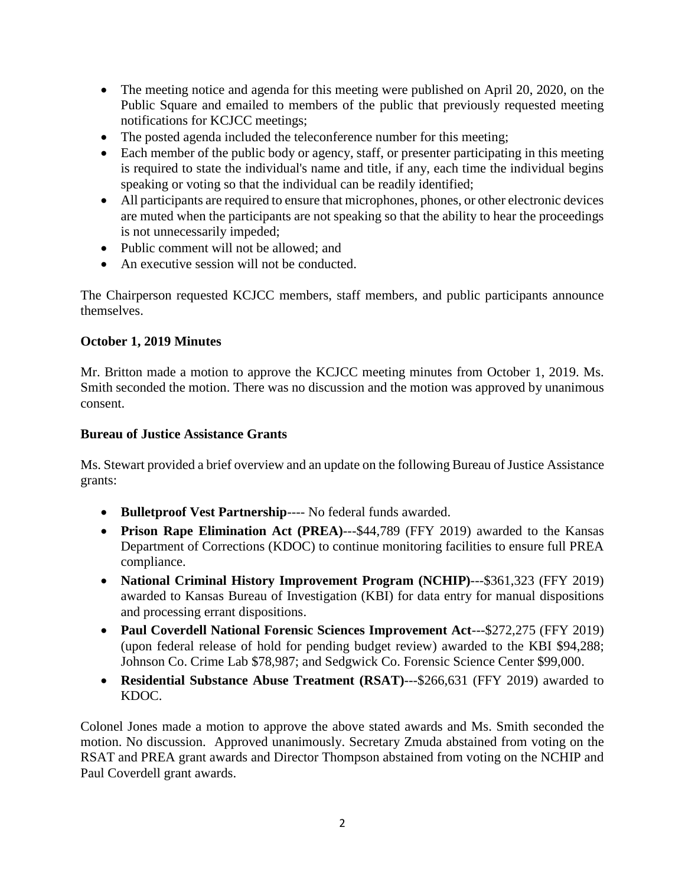- The meeting notice and agenda for this meeting were published on April 20, 2020, on the Public Square and emailed to members of the public that previously requested meeting notifications for KCJCC meetings;
- The posted agenda included the teleconference number for this meeting;
- Each member of the public body or agency, staff, or presenter participating in this meeting is required to state the individual's name and title, if any, each time the individual begins speaking or voting so that the individual can be readily identified;
- All participants are required to ensure that microphones, phones, or other electronic devices are muted when the participants are not speaking so that the ability to hear the proceedings is not unnecessarily impeded;
- Public comment will not be allowed; and
- An executive session will not be conducted.

The Chairperson requested KCJCC members, staff members, and public participants announce themselves.

**October 1, 2019 Minutes**

Mr. Britton made a motion to approve the KCJCC meeting minutes from October 1, 2019. Ms. Smith seconded the motion. There was no discussion and the motion was approved by unanimous consent.

**Bureau of Justice Assistance Grants**

Ms. Stewart provided a brief overview and an update on the following Bureau of Justice Assistance grants:

- **Bulletproof Vest Partnership**---- No federal funds awarded.
- **Prison Rape Elimination Act (PREA)**---$44,789 (FFY 2019) awarded to the Kansas Department of Corrections (KDOC) to continue monitoring facilities to ensure full PREA compliance.
- **National Criminal History Improvement Program (NCHIP)**---$361,323 (FFY 2019) awarded to Kansas Bureau of Investigation (KBI) for data entry for manual dispositions and processing errant dispositions.
- **Paul Coverdell National Forensic Sciences Improvement Act**---$272,275 (FFY 2019) (upon federal release of hold for pending budget review) awarded to the KBI $94,288; Johnson Co. Crime Lab $78,987; and Sedgwick Co. Forensic Science Center $99,000.
- **Residential Substance Abuse Treatment (RSAT)**---$266,631 (FFY 2019) awarded to KDOC.

Colonel Jones made a motion to approve the above stated awards and Ms. Smith seconded the motion. No discussion. Approved unanimously. Secretary Zmuda abstained from voting on the RSAT and PREA grant awards and Director Thompson abstained from voting on the NCHIP and Paul Coverdell grant awards.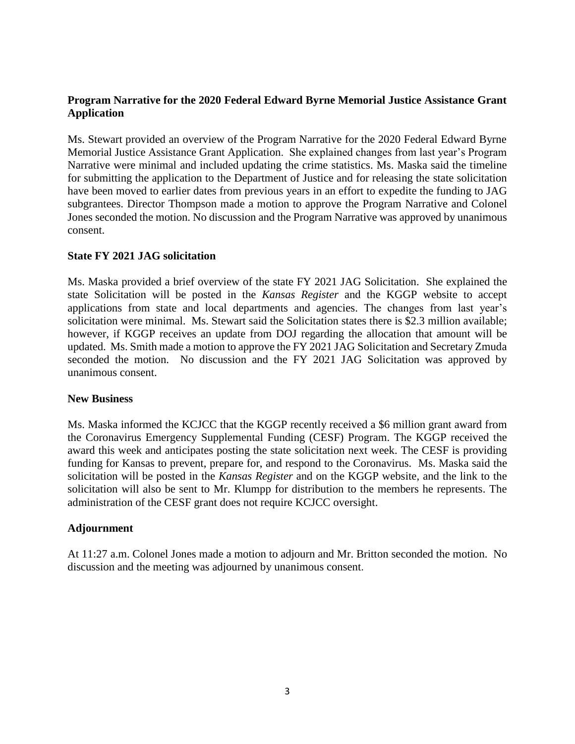**Program Narrative for the 2020 Federal Edward Byrne Memorial Justice Assistance Grant Application**

Ms. Stewart provided an overview of the Program Narrative for the 2020 Federal Edward Byrne Memorial Justice Assistance Grant Application. She explained changes from last year's Program Narrative were minimal and included updating the crime statistics. Ms. Maska said the timeline for submitting the application to the Department of Justice and for releasing the state solicitation have been moved to earlier dates from previous years in an effort to expedite the funding to JAG subgrantees. Director Thompson made a motion to approve the Program Narrative and Colonel Jones seconded the motion. No discussion and the Program Narrative was approved by unanimous consent.

**State FY 2021 JAG solicitation**

Ms. Maska provided a brief overview of the state FY 2021 JAG Solicitation. She explained the state Solicitation will be posted in the *Kansas Register* and the KGGP website to accept applications from state and local departments and agencies. The changes from last year's solicitation were minimal. Ms. Stewart said the Solicitation states there is $2.3 million available; however, if KGGP receives an update from DOJ regarding the allocation that amount will be updated. Ms. Smith made a motion to approve the FY 2021 JAG Solicitation and Secretary Zmuda seconded the motion. No discussion and the FY 2021 JAG Solicitation was approved by unanimous consent.

**New Business**

Ms. Maska informed the KCJCC that the KGGP recently received a $6 million grant award from the Coronavirus Emergency Supplemental Funding (CESF) Program. The KGGP received the award this week and anticipates posting the state solicitation next week. The CESF is providing funding for Kansas to prevent, prepare for, and respond to the Coronavirus. Ms. Maska said the solicitation will be posted in the *Kansas Register* and on the KGGP website, and the link to the solicitation will also be sent to Mr. Klumpp for distribution to the members he represents. The administration of the CESF grant does not require KCJCC oversight.

**Adjournment**

At 11:27 a.m. Colonel Jones made a motion to adjourn and Mr. Britton seconded the motion. No discussion and the meeting was adjourned by unanimous consent.